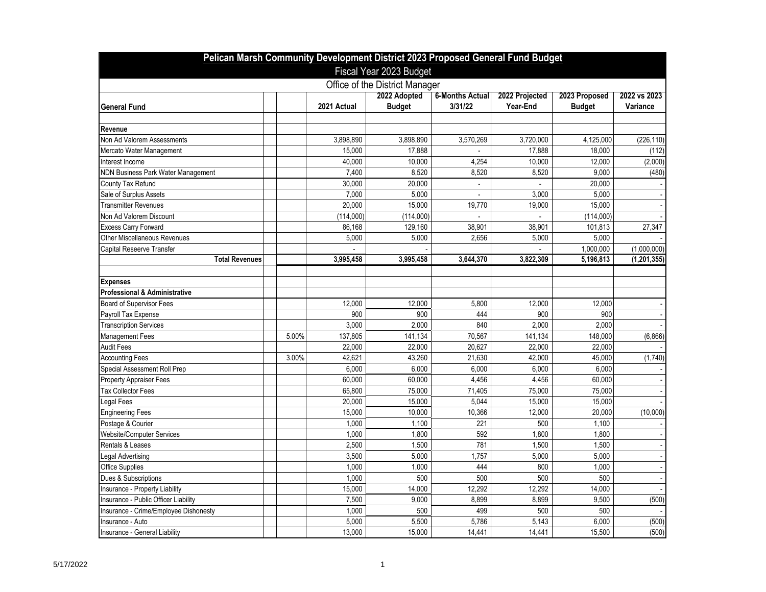# Pelican Marsh Community Development District 2023 Proposed General Fund Budget

## Fiscal Year 2023 Budget

### Office of the District Manager

| General Fund | | | 2021 Actual | 2022 Adopted Budget | 6-Months Actual 3/31/22 | 2022 Projected Year-End | 2023 Proposed Budget | 2022 vs 2023 Variance |
|---|---|---|---|---|---|---|---|---|
| | | | | | | | | |
| **Revenue** | | | | | | | | |
| Non Ad Valorem Assessments | | | 3,898,890 | 3,898,890 | 3,570,269 | 3,720,000 | 4,125,000 | (226,110) |
| Mercato Water Management | | | 15,000 | 17,888 | - | 17,888 | 18,000 | (112) |
| Interest Income | | | 40,000 | 10,000 | 4,254 | 10,000 | 12,000 | (2,000) |
| NDN Business Park Water Management | | | 7,400 | 8,520 | 8,520 | 8,520 | 9,000 | (480) |
| County Tax Refund | | | 30,000 | 20,000 | - | - | 20,000 | - |
| Sale of Surplus Assets | | | 7,000 | 5,000 | - | 3,000 | 5,000 | - |
| Transmitter Revenues | | | 20,000 | 15,000 | 19,770 | 19,000 | 15,000 | - |
| Non Ad Valorem Discount | | | (114,000) | (114,000) | - | - | (114,000) | - |
| Excess Carry Forward | | | 86,168 | 129,160 | 38,901 | 38,901 | 101,813 | 27,347 |
| Other Miscellaneous Revenues | | | 5,000 | 5,000 | 2,656 | 5,000 | 5,000 | - |
| Capital Reseerve Transfer | | | - | - | | - | 1,000,000 | (1,000,000) |
| **Total Revenues** | | | **3,995,458** | **3,995,458** | **3,644,370** | **3,822,309** | **5,196,813** | **(1,201,355)** |
| | | | | | | | | |
| **Expenses** | | | | | | | | |
| **Professional & Administrative** | | | | | | | | |
| Board of Supervisor Fees | | | 12,000 | 12,000 | 5,800 | 12,000 | 12,000 | - |
| Payroll Tax Expense | | | 900 | 900 | 444 | 900 | 900 | - |
| Transcription Services | | | 3,000 | 2,000 | 840 | 2,000 | 2,000 | - |
| Management Fees | | 5.00% | 137,805 | 141,134 | 70,567 | 141,134 | 148,000 | (6,866) |
| Audit Fees | | | 22,000 | 22,000 | 20,627 | 22,000 | 22,000 | - |
| Accounting Fees | | 3.00% | 42,621 | 43,260 | 21,630 | 42,000 | 45,000 | (1,740) |
| Special Assessment Roll Prep | | | 6,000 | 6,000 | 6,000 | 6,000 | 6,000 | - |
| Property Appraiser Fees | | | 60,000 | 60,000 | 4,456 | 4,456 | 60,000 | - |
| Tax Collector Fees | | | 65,800 | 75,000 | 71,405 | 75,000 | 75,000 | - |
| Legal Fees | | | 20,000 | 15,000 | 5,044 | 15,000 | 15,000 | - |
| Engineering Fees | | | 15,000 | 10,000 | 10,366 | 12,000 | 20,000 | (10,000) |
| Postage & Courier | | | 1,000 | 1,100 | 221 | 500 | 1,100 | - |
| Website/Computer Services | | | 1,000 | 1,800 | 592 | 1,800 | 1,800 | - |
| Rentals & Leases | | | 2,500 | 1,500 | 781 | 1,500 | 1,500 | - |
| Legal Advertising | | | 3,500 | 5,000 | 1,757 | 5,000 | 5,000 | - |
| Office Supplies | | | 1,000 | 1,000 | 444 | 800 | 1,000 | - |
| Dues & Subscriptions | | | 1,000 | 500 | 500 | 500 | 500 | - |
| Insurance - Property Liability | | | 15,000 | 14,000 | 12,292 | 12,292 | 14,000 | - |
| Insurance - Public Officer Liability | | | 7,500 | 9,000 | 8,899 | 8,899 | 9,500 | (500) |
| Insurance - Crime/Employee Dishonesty | | | 1,000 | 500 | 499 | 500 | 500 | - |
| Insurance - Auto | | | 5,000 | 5,500 | 5,786 | 5,143 | 6,000 | (500) |
| Insurance - General Liability | | | 13,000 | 15,000 | 14,441 | 14,441 | 15,500 | (500) |

5/17/2022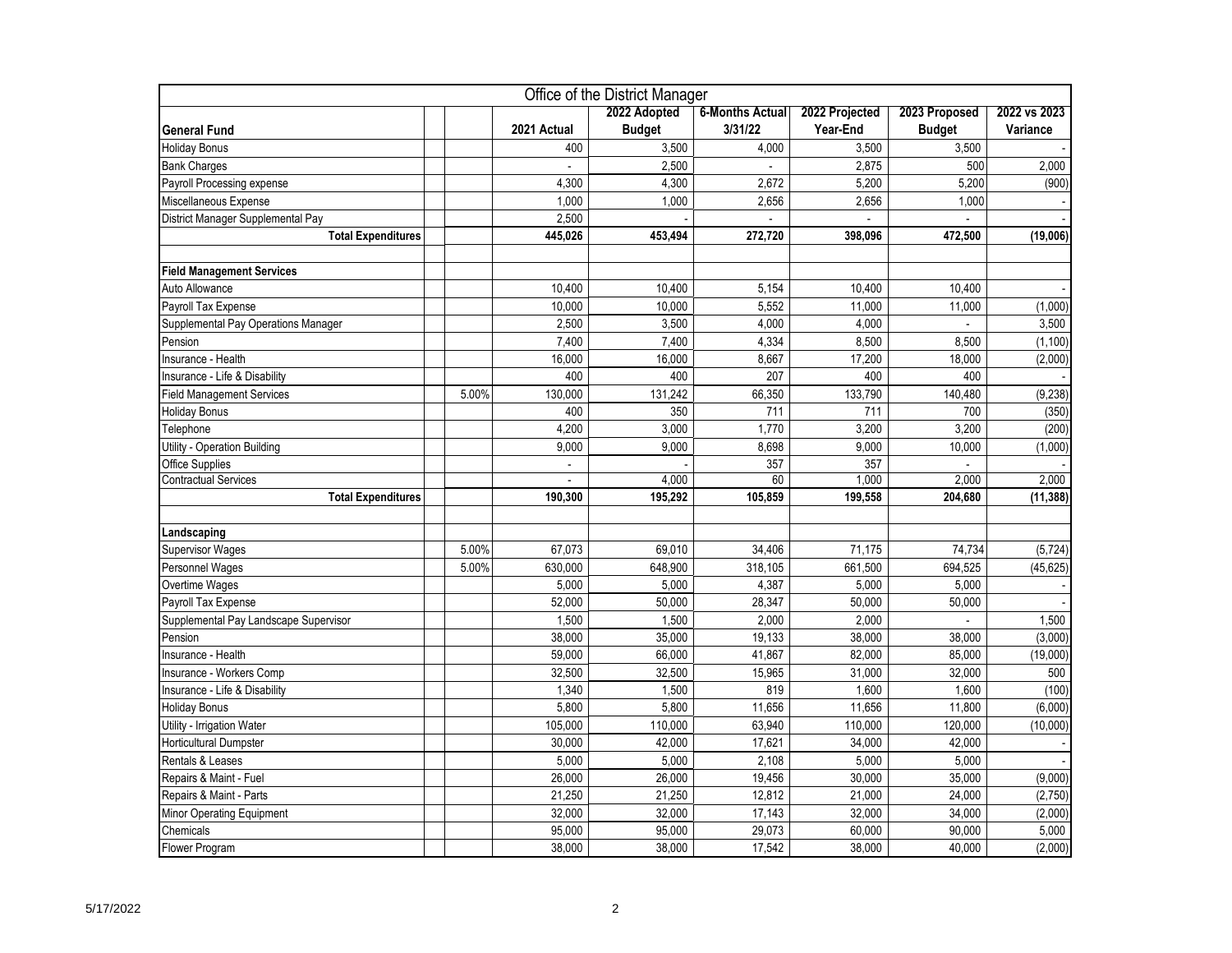| Office of the District Manager | | | | | | | | |
|---|---|---|---|---|---|---|---|---|
| **General Fund** | | | **2021 Actual** | **2022 Adopted Budget** | **6-Months Actual 3/31/22** | **2022 Projected Year-End** | **2023 Proposed Budget** | **2022 vs 2023 Variance** |
| Holiday Bonus | | | 400 | 3,500 | 4,000 | 3,500 | 3,500 | - |
| Bank Charges | | | - | 2,500 | - | 2,875 | 500 | 2,000 |
| Payroll Processing expense | | | 4,300 | 4,300 | 2,672 | 5,200 | 5,200 | (900) |
| Miscellaneous Expense | | | 1,000 | 1,000 | 2,656 | 2,656 | 1,000 | - |
| District Manager Supplemental Pay | | | 2,500 | - | - | - | - | - |
| **Total Expenditures** | | | **445,026** | **453,494** | **272,720** | **398,096** | **472,500** | **(19,006)** |
| | | | | | | | | |
| **Field Management Services** | | | | | | | | |
| Auto Allowance | | | 10,400 | 10,400 | 5,154 | 10,400 | 10,400 | - |
| Payroll Tax Expense | | | 10,000 | 10,000 | 5,552 | 11,000 | 11,000 | (1,000) |
| Supplemental Pay Operations Manager | | | 2,500 | 3,500 | 4,000 | 4,000 | - | 3,500 |
| Pension | | | 7,400 | 7,400 | 4,334 | 8,500 | 8,500 | (1,100) |
| Insurance - Health | | | 16,000 | 16,000 | 8,667 | 17,200 | 18,000 | (2,000) |
| Insurance - Life & Disability | | | 400 | 400 | 207 | 400 | 400 | - |
| Field Management Services | | 5.00% | 130,000 | 131,242 | 66,350 | 133,790 | 140,480 | (9,238) |
| Holiday Bonus | | | 400 | 350 | 711 | 711 | 700 | (350) |
| Telephone | | | 4,200 | 3,000 | 1,770 | 3,200 | 3,200 | (200) |
| Utility - Operation Building | | | 9,000 | 9,000 | 8,698 | 9,000 | 10,000 | (1,000) |
| Office Supplies | | | - | - | 357 | 357 | - | - |
| Contractual Services | | | - | 4,000 | 60 | 1,000 | 2,000 | 2,000 |
| **Total Expenditures** | | | **190,300** | **195,292** | **105,859** | **199,558** | **204,680** | **(11,388)** |
| | | | | | | | | |
| **Landscaping** | | | | | | | | |
| Supervisor Wages | | 5.00% | 67,073 | 69,010 | 34,406 | 71,175 | 74,734 | (5,724) |
| Personnel Wages | | 5.00% | 630,000 | 648,900 | 318,105 | 661,500 | 694,525 | (45,625) |
| Overtime Wages | | | 5,000 | 5,000 | 4,387 | 5,000 | 5,000 | - |
| Payroll Tax Expense | | | 52,000 | 50,000 | 28,347 | 50,000 | 50,000 | - |
| Supplemental Pay Landscape Supervisor | | | 1,500 | 1,500 | 2,000 | 2,000 | - | 1,500 |
| Pension | | | 38,000 | 35,000 | 19,133 | 38,000 | 38,000 | (3,000) |
| Insurance - Health | | | 59,000 | 66,000 | 41,867 | 82,000 | 85,000 | (19,000) |
| Insurance - Workers Comp | | | 32,500 | 32,500 | 15,965 | 31,000 | 32,000 | 500 |
| Insurance - Life & Disability | | | 1,340 | 1,500 | 819 | 1,600 | 1,600 | (100) |
| Holiday Bonus | | | 5,800 | 5,800 | 11,656 | 11,656 | 11,800 | (6,000) |
| Utility - Irrigation Water | | | 105,000 | 110,000 | 63,940 | 110,000 | 120,000 | (10,000) |
| Horticultural Dumpster | | | 30,000 | 42,000 | 17,621 | 34,000 | 42,000 | - |
| Rentals & Leases | | | 5,000 | 5,000 | 2,108 | 5,000 | 5,000 | - |
| Repairs & Maint - Fuel | | | 26,000 | 26,000 | 19,456 | 30,000 | 35,000 | (9,000) |
| Repairs & Maint - Parts | | | 21,250 | 21,250 | 12,812 | 21,000 | 24,000 | (2,750) |
| Minor Operating Equipment | | | 32,000 | 32,000 | 17,143 | 32,000 | 34,000 | (2,000) |
| Chemicals | | | 95,000 | 95,000 | 29,073 | 60,000 | 90,000 | 5,000 |
| Flower Program | | | 38,000 | 38,000 | 17,542 | 38,000 | 40,000 | (2,000) |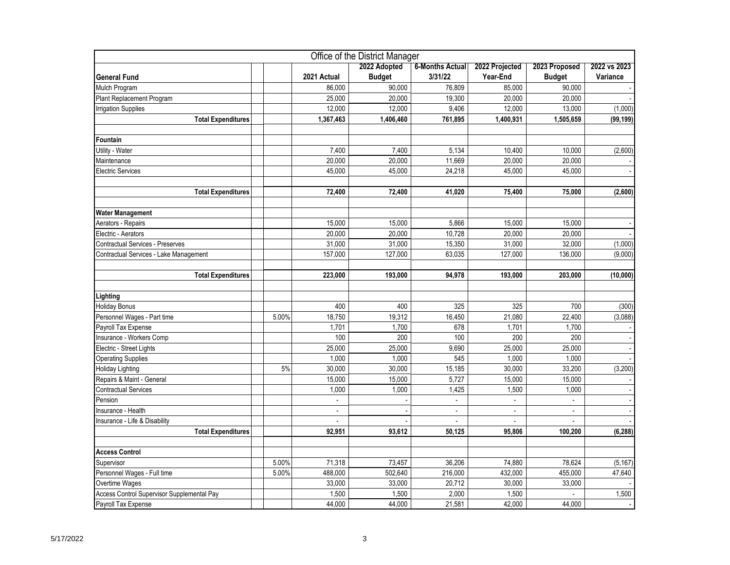## Office of the District Manager

| General Fund | | | 2021 Actual | 2022 Adopted Budget | 6-Months Actual 3/31/22 | 2022 Projected Year-End | 2023 Proposed Budget | 2022 vs 2023 Variance |
|---|---|---|---|---|---|---|---|---|
| Mulch Program | | | 86,000 | 90,000 | 76,809 | 85,000 | 90,000 | - |
| Plant Replacement Program | | | 25,000 | 20,000 | 19,300 | 20,000 | 20,000 | - |
| Irrigation Supplies | | | 12,000 | 12,000 | 9,406 | 12,000 | 13,000 | (1,000) |
| **Total Expenditures** | | | **1,367,463** | **1,406,460** | **761,895** | **1,400,931** | **1,505,659** | **(99,199)** |
| | | | | | | | | |
| **Fountain** | | | | | | | | |
| Utility - Water | | | 7,400 | 7,400 | 5,134 | 10,400 | 10,000 | (2,600) |
| Maintenance | | | 20,000 | 20,000 | 11,669 | 20,000 | 20,000 | - |
| Electric Services | | | 45,000 | 45,000 | 24,218 | 45,000 | 45,000 | - |
| | | | | | | | | |
| **Total Expenditures** | | | **72,400** | **72,400** | **41,020** | **75,400** | **75,000** | **(2,600)** |
| | | | | | | | | |
| **Water Management** | | | | | | | | |
| Aerators - Repairs | | | 15,000 | 15,000 | 5,866 | 15,000 | 15,000 | - |
| Electric - Aerators | | | 20,000 | 20,000 | 10,728 | 20,000 | 20,000 | - |
| Contractual Services - Preserves | | | 31,000 | 31,000 | 15,350 | 31,000 | 32,000 | (1,000) |
| Contractual Services - Lake Management | | | 157,000 | 127,000 | 63,035 | 127,000 | 136,000 | (9,000) |
| | | | | | | | | |
| **Total Expenditures** | | | **223,000** | **193,000** | **94,978** | **193,000** | **203,000** | **(10,000)** |
| | | | | | | | | |
| **Lighting** | | | | | | | | |
| Holiday Bonus | | | 400 | 400 | 325 | 325 | 700 | (300) |
| Personnel Wages - Part time | | 5.00% | 18,750 | 19,312 | 16,450 | 21,080 | 22,400 | (3,088) |
| Payroll Tax Expense | | | 1,701 | 1,700 | 678 | 1,701 | 1,700 | - |
| Insurance - Workers Comp | | | 100 | 200 | 100 | 200 | 200 | - |
| Electric - Street Lights | | | 25,000 | 25,000 | 9,690 | 25,000 | 25,000 | - |
| Operating Supplies | | | 1,000 | 1,000 | 545 | 1,000 | 1,000 | - |
| Holiday Lighting | | 5% | 30,000 | 30,000 | 15,185 | 30,000 | 33,200 | (3,200) |
| Repairs & Maint - General | | | 15,000 | 15,000 | 5,727 | 15,000 | 15,000 | - |
| Contractual Services | | | 1,000 | 1,000 | 1,425 | 1,500 | 1,000 | - |
| Pension | | | - | - | - | - | - | - |
| Insurance - Health | | | - | - | - | - | - | - |
| Insurance - Life & Disability | | | - | - | - | - | - | - |
| **Total Expenditures** | | | **92,951** | **93,612** | **50,125** | **95,806** | **100,200** | **(6,288)** |
| | | | | | | | | |
| **Access Control** | | | | | | | | |
| Supervisor | | 5.00% | 71,318 | 73,457 | 36,206 | 74,880 | 78,624 | (5,167) |
| Personnel Wages - Full time | | 5.00% | 488,000 | 502,640 | 216,000 | 432,000 | 455,000 | 47,640 |
| Overtime Wages | | | 33,000 | 33,000 | 20,712 | 30,000 | 33,000 | - |
| Access Control Supervisor Supplemental Pay | | | 1,500 | 1,500 | 2,000 | 1,500 | - | 1,500 |
| Payroll Tax Expense | | | 44,000 | 44,000 | 21,581 | 42,000 | 44,000 | - |

5/17/2022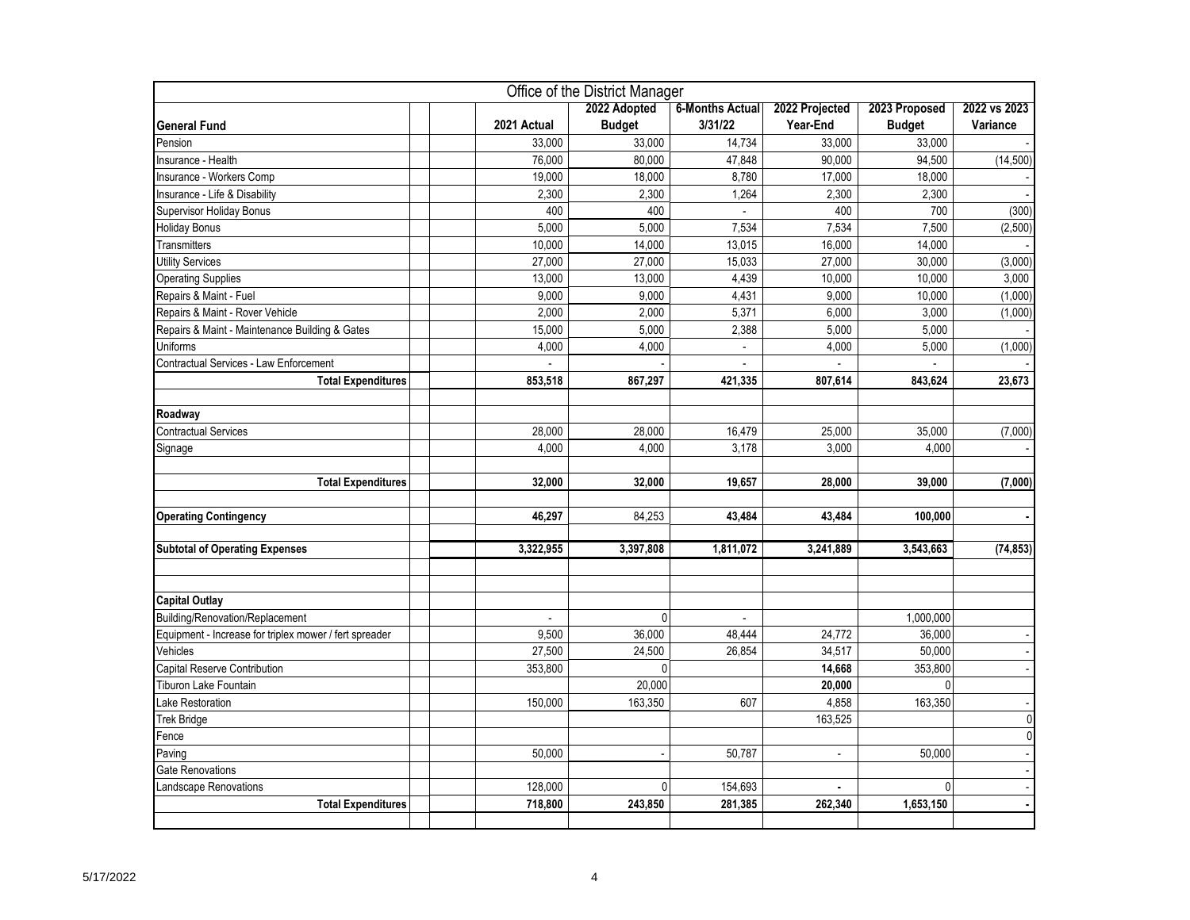| Office of the District Manager | | | | | | |
|---|---|---|---|---|---|---|
| **General Fund** | **2021 Actual** | **2022 Adopted Budget** | **6-Months Actual 3/31/22** | **2022 Projected Year-End** | **2023 Proposed Budget** | **2022 vs 2023 Variance** |
| Pension | 33,000 | 33,000 | 14,734 | 33,000 | 33,000 | - |
| Insurance - Health | 76,000 | 80,000 | 47,848 | 90,000 | 94,500 | (14,500) |
| Insurance - Workers Comp | 19,000 | 18,000 | 8,780 | 17,000 | 18,000 | - |
| Insurance - Life & Disability | 2,300 | 2,300 | 1,264 | 2,300 | 2,300 | - |
| Supervisor Holiday Bonus | 400 | 400 | - | 400 | 700 | (300) |
| Holiday Bonus | 5,000 | 5,000 | 7,534 | 7,534 | 7,500 | (2,500) |
| Transmitters | 10,000 | 14,000 | 13,015 | 16,000 | 14,000 | - |
| Utility Services | 27,000 | 27,000 | 15,033 | 27,000 | 30,000 | (3,000) |
| Operating Supplies | 13,000 | 13,000 | 4,439 | 10,000 | 10,000 | 3,000 |
| Repairs & Maint - Fuel | 9,000 | 9,000 | 4,431 | 9,000 | 10,000 | (1,000) |
| Repairs & Maint - Rover Vehicle | 2,000 | 2,000 | 5,371 | 6,000 | 3,000 | (1,000) |
| Repairs & Maint - Maintenance Building & Gates | 15,000 | 5,000 | 2,388 | 5,000 | 5,000 | - |
| Uniforms | 4,000 | 4,000 | - | 4,000 | 5,000 | (1,000) |
| Contractual Services - Law Enforcement | - | - | - | - | - | - |
| **Total Expenditures** | **853,518** | **867,297** | **421,335** | **807,614** | **843,624** | **23,673** |
| | | | | | | |
| **Roadway** | | | | | | |
| Contractual Services | 28,000 | 28,000 | 16,479 | 25,000 | 35,000 | (7,000) |
| Signage | 4,000 | 4,000 | 3,178 | 3,000 | 4,000 | - |
| | | | | | | |
| **Total Expenditures** | **32,000** | **32,000** | **19,657** | **28,000** | **39,000** | **(7,000)** |
| | | | | | | |
| **Operating Contingency** | **46,297** | 84,253 | **43,484** | **43,484** | **100,000** | **-** |
| | | | | | | |
| **Subtotal of Operating Expenses** | **3,322,955** | **3,397,808** | **1,811,072** | **3,241,889** | **3,543,663** | **(74,853)** |
| | | | | | | |
| **Capital Outlay** | | | | | | |
| Building/Renovation/Replacement | - | 0 | - | | 1,000,000 | |
| Equipment - Increase for triplex mower / fert spreader | 9,500 | 36,000 | 48,444 | 24,772 | 36,000 | - |
| Vehicles | 27,500 | 24,500 | 26,854 | 34,517 | 50,000 | - |
| Capital Reserve Contribution | 353,800 | 0 | | **14,668** | 353,800 | - |
| Tiburon Lake Fountain | | 20,000 | | **20,000** | 0 | |
| Lake Restoration | 150,000 | 163,350 | 607 | 4,858 | 163,350 | - |
| Trek Bridge | | | | 163,525 | | 0 |
| Fence | | | | | | 0 |
| Paving | 50,000 | - | 50,787 | - | 50,000 | - |
| Gate Renovations | | | | | | - |
| Landscape Renovations | 128,000 | 0 | 154,693 | **-** | 0 | - |
| **Total Expenditures** | **718,800** | **243,850** | **281,385** | **262,340** | **1,653,150** | **-** |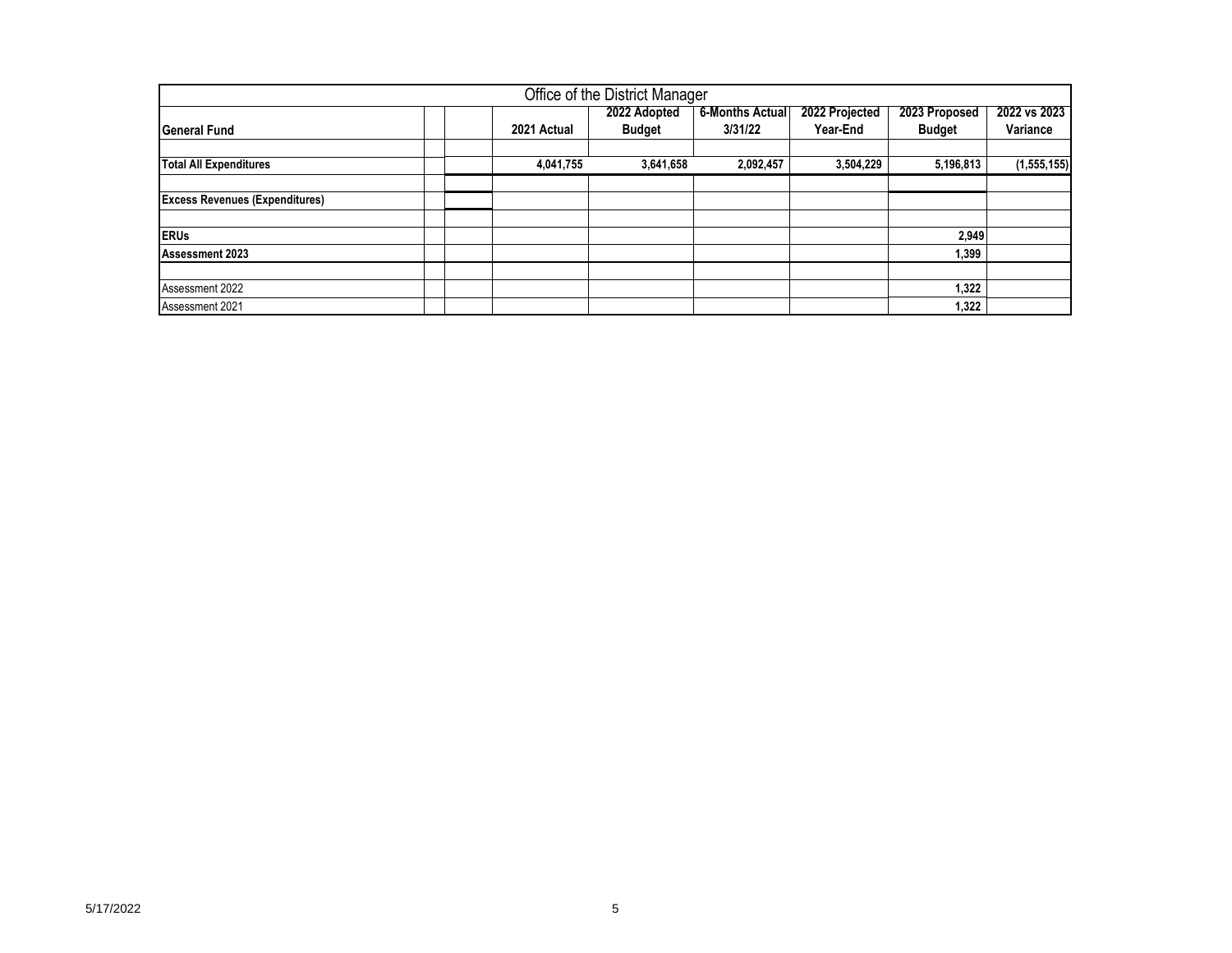| Office of the District Manager | | | | | | | | |
|---|---|---|---|---|---|---|---|---|
| **General Fund** | | | **2021 Actual** | **2022 Adopted Budget** | **6-Months Actual 3/31/22** | **2022 Projected Year-End** | **2023 Proposed Budget** | **2022 vs 2023 Variance** |
| | | | | | | | | |
| **Total All Expenditures** | | | **4,041,755** | **3,641,658** | **2,092,457** | **3,504,229** | **5,196,813** | **(1,555,155)** |
| | | | | | | | | |
| **Excess Revenues (Expenditures)** | | | | | | | | |
| | | | | | | | | |
| **ERUs** | | | | | | | **2,949** | |
| **Assessment 2023** | | | | | | | **1,399** | |
| | | | | | | | | |
| Assessment 2022 | | | | | | | **1,322** | |
| Assessment 2021 | | | | | | | **1,322** | |

5/17/2022